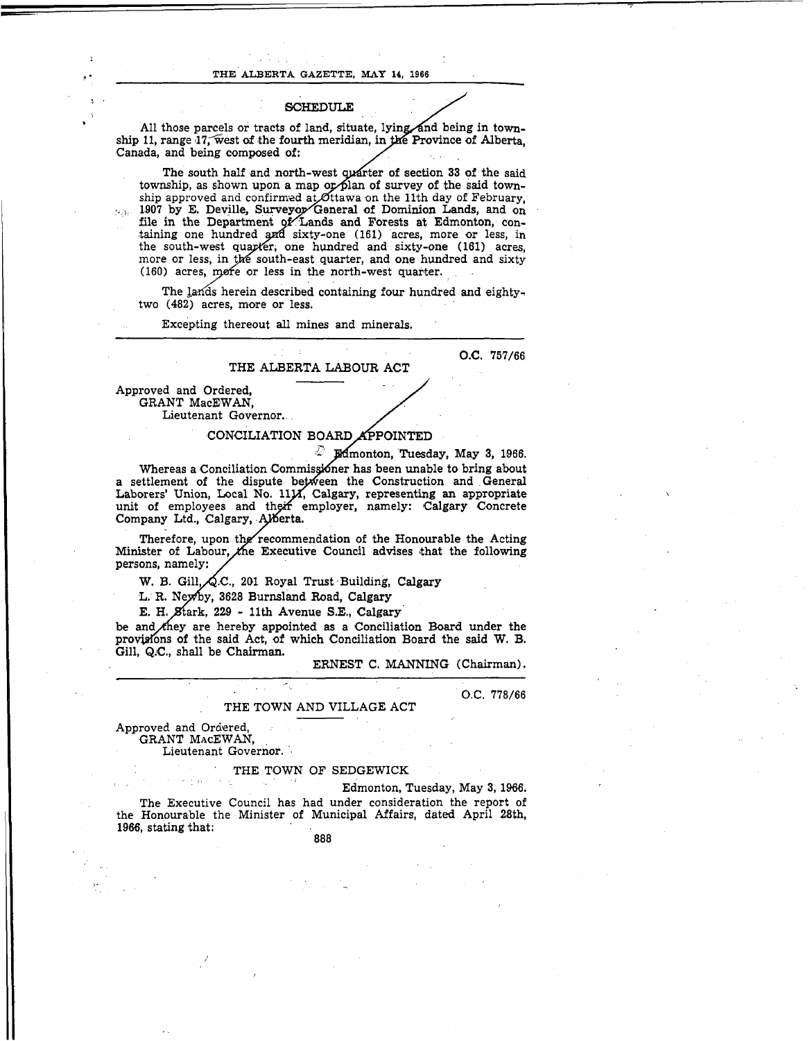## SCHEDULE

All those parcels or tracts of land, situate, lying and being in township 11, range 17, west of the fourth meridian, in the Province of Alberta, Canada, and being composed of:

The south half and north-west quarter of section 33 of the said township, as shown upon a map or plan of survey of the said township approved and confirmed at Ottawa on the 11th day of February, 1907 by E. Deville, Surveyor General of Dominion Lands, and on file in the Department of Lands and Forests at Edmonton, containing one hundred and sixty-one (161) acres, more or less, in the south-west quarter, one hundred and sixty-one (161) acres, more or less, in the south-east quarter, and one hundred and sixty (160) acres, more or less in the north-west quarter.

The lands herein described containing four hundred and eighty-two (482) acres, more or less.

Excepting thereout all mines and minerals.

---

O.C. 757/66

## THE ALBERTA LABOUR ACT

Approved and Ordered,
GRANT MacEWAN,
Lieutenant Governor.

### CONCILIATION BOARD APPOINTED

Edmonton, Tuesday, May 3, 1966.

Whereas a Conciliation Commissioner has been unable to bring about a settlement of the dispute between the Construction and General Laborers' Union, Local No. 1111, Calgary, representing an appropriate unit of employees and their employer, namely: Calgary Concrete Company Ltd., Calgary, Alberta.

Therefore, upon the recommendation of the Honourable the Acting Minister of Labour, the Executive Council advises that the following persons, namely:

W. B. Gill, Q.C., 201 Royal Trust Building, Calgary

L. R. Newby, 3628 Burnsland Road, Calgary

E. H. Stark, 229 - 11th Avenue S.E., Calgary

be and they are hereby appointed as a Conciliation Board under the provisions of the said Act, of which Conciliation Board the said W. B. Gill, Q.C., shall be Chairman.

ERNEST C. MANNING (Chairman).

---

O.C. 778/66

## THE TOWN AND VILLAGE ACT

Approved and Ordered,
GRANT MacEWAN,
Lieutenant Governor.

### THE TOWN OF SEDGEWICK

Edmonton, Tuesday, May 3, 1966.

The Executive Council has had under consideration the report of the Honourable the Minister of Municipal Affairs, dated April 28th, 1966, stating that: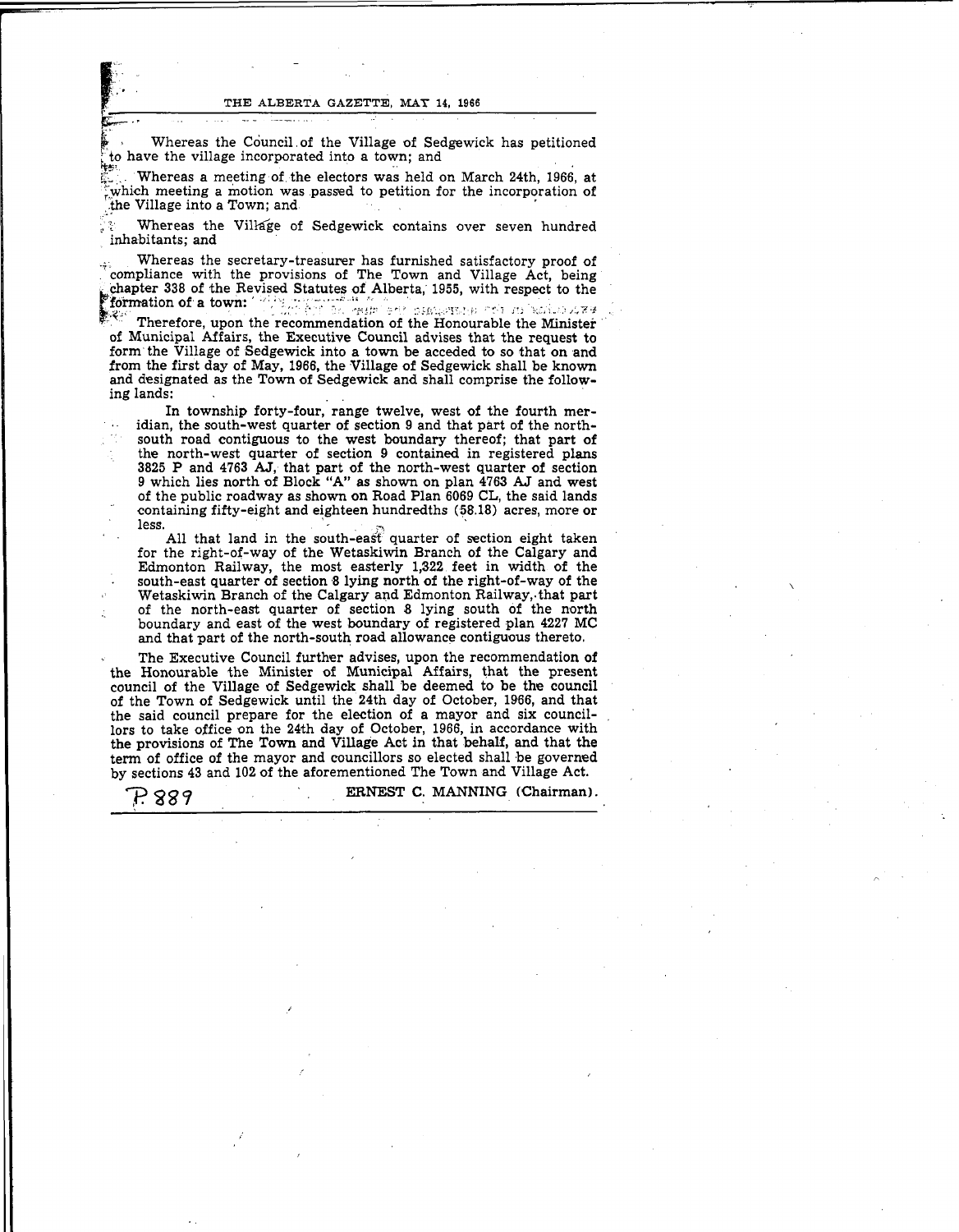Whereas the Council of the Village of Sedgewick has petitioned to have the village incorporated into a town; and

Whereas a meeting of the electors was held on March 24th, 1966, at which meeting a motion was passed to petition for the incorporation of the Village into a Town; and

Whereas the Village of Sedgewick contains over seven hundred inhabitants; and

Whereas the secretary-treasurer has furnished satisfactory proof of compliance with the provisions of The Town and Village Act, being chapter 338 of the Revised Statutes of Alberta, 1955, with respect to the formation of a town:

Therefore, upon the recommendation of the Honourable the Minister of Municipal Affairs, the Executive Council advises that the request to form the Village of Sedgewick into a town be acceded to so that on and from the first day of May, 1966, the Village of Sedgewick shall be known and designated as the Town of Sedgewick and shall comprise the following lands:

In township forty-four, range twelve, west of the fourth meridian, the south-west quarter of section 9 and that part of the north-south road contiguous to the west boundary thereof; that part of the north-west quarter of section 9 contained in registered plans 3825 P and 4763 AJ, that part of the north-west quarter of section 9 which lies north of Block "A" as shown on plan 4763 AJ and west of the public roadway as shown on Road Plan 6069 CL, the said lands containing fifty-eight and eighteen hundredths (58.18) acres, more or less.

All that land in the south-east quarter of section eight taken for the right-of-way of the Wetaskiwin Branch of the Calgary and Edmonton Railway, the most easterly 1,322 feet in width of the south-east quarter of section 8 lying north of the right-of-way of the Wetaskiwin Branch of the Calgary and Edmonton Railway, that part of the north-east quarter of section 8 lying south of the north boundary and east of the west boundary of registered plan 4227 MC and that part of the north-south road allowance contiguous thereto.

The Executive Council further advises, upon the recommendation of the Honourable the Minister of Municipal Affairs, that the present council of the Village of Sedgewick shall be deemed to be the council of the Town of Sedgewick until the 24th day of October, 1966, and that the said council prepare for the election of a mayor and six councillors to take office on the 24th day of October, 1966, in accordance with the provisions of The Town and Village Act in that behalf, and that the term of office of the mayor and councillors so elected shall be governed by sections 43 and 102 of the aforementioned The Town and Village Act.

P. 889

ERNEST C. MANNING (Chairman).